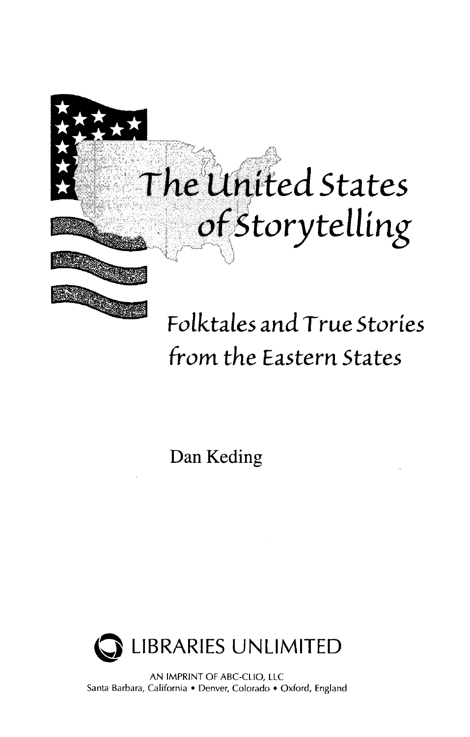# The United States of Storytelling

## Folktales and True Stories from the Eastern States

Dan Keding

LIBRARIES UNLIMITED

AN IMPRINT OF ABC-CLIO, LLC
Santa Barbara, California • Denver, Colorado • Oxford, England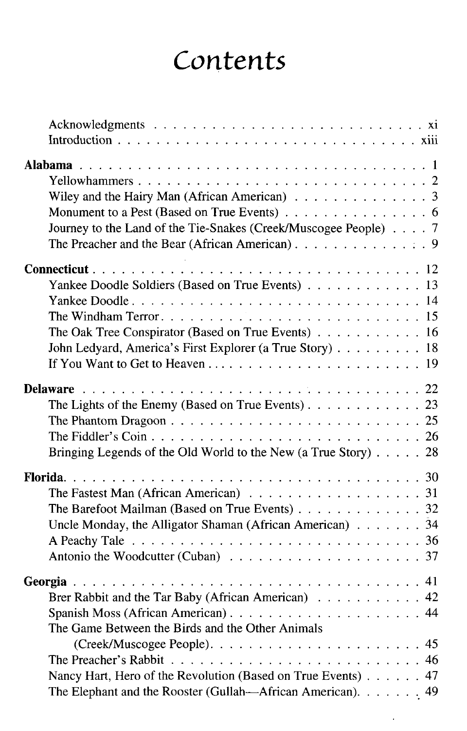# Contents

Acknowledgments . . . . . . . . . . . . . . . . . . . . . . . . . . . . xi
Introduction . . . . . . . . . . . . . . . . . . . . . . . . . . . . xiii

**Alabama** . . . . . . . . . . . . . . . . . . . . . . . . . . . . 1
Yellowhammers . . . . . . . . . . . . . . . . . . . . . . . . . . . . 2
Wiley and the Hairy Man (African American) . . . . . . . . . . . . . . 3
Monument to a Pest (Based on True Events) . . . . . . . . . . . . . . 6
Journey to the Land of the Tie-Snakes (Creek/Muscogee People) . . . . 7
The Preacher and the Bear (African American) . . . . . . . . . . . . . 9

**Connecticut** . . . . . . . . . . . . . . . . . . . . . . . . . . . . 12
Yankee Doodle Soldiers (Based on True Events) . . . . . . . . . . . . 13
Yankee Doodle . . . . . . . . . . . . . . . . . . . . . . . . . . . . 14
The Windham Terror . . . . . . . . . . . . . . . . . . . . . . . . . . 15
The Oak Tree Conspirator (Based on True Events) . . . . . . . . . . . 16
John Ledyard, America's First Explorer (a True Story) . . . . . . . . . 18
If You Want to Get to Heaven . . . . . . . . . . . . . . . . . . . . . 19

**Delaware** . . . . . . . . . . . . . . . . . . . . . . . . . . . . 22
The Lights of the Enemy (Based on True Events) . . . . . . . . . . . . 23
The Phantom Dragoon . . . . . . . . . . . . . . . . . . . . . . . . . 25
The Fiddler's Coin . . . . . . . . . . . . . . . . . . . . . . . . . . 26
Bringing Legends of the Old World to the New (a True Story) . . . . . 28

**Florida** . . . . . . . . . . . . . . . . . . . . . . . . . . . . 30
The Fastest Man (African American) . . . . . . . . . . . . . . . . . . 31
The Barefoot Mailman (Based on True Events) . . . . . . . . . . . . . 32
Uncle Monday, the Alligator Shaman (African American) . . . . . . . 34
A Peachy Tale . . . . . . . . . . . . . . . . . . . . . . . . . . . . 36
Antonio the Woodcutter (Cuban) . . . . . . . . . . . . . . . . . . . 37

**Georgia** . . . . . . . . . . . . . . . . . . . . . . . . . . . . 41
Brer Rabbit and the Tar Baby (African American) . . . . . . . . . . . 42
Spanish Moss (African American) . . . . . . . . . . . . . . . . . . . 44
The Game Between the Birds and the Other Animals (Creek/Muscogee People) . . . . . . . . . . . . . . . . . . . . . . . 45
The Preacher's Rabbit . . . . . . . . . . . . . . . . . . . . . . . . 46
Nancy Hart, Hero of the Revolution (Based on True Events) . . . . . . 47
The Elephant and the Rooster (Gullah—African American) . . . . . . . 49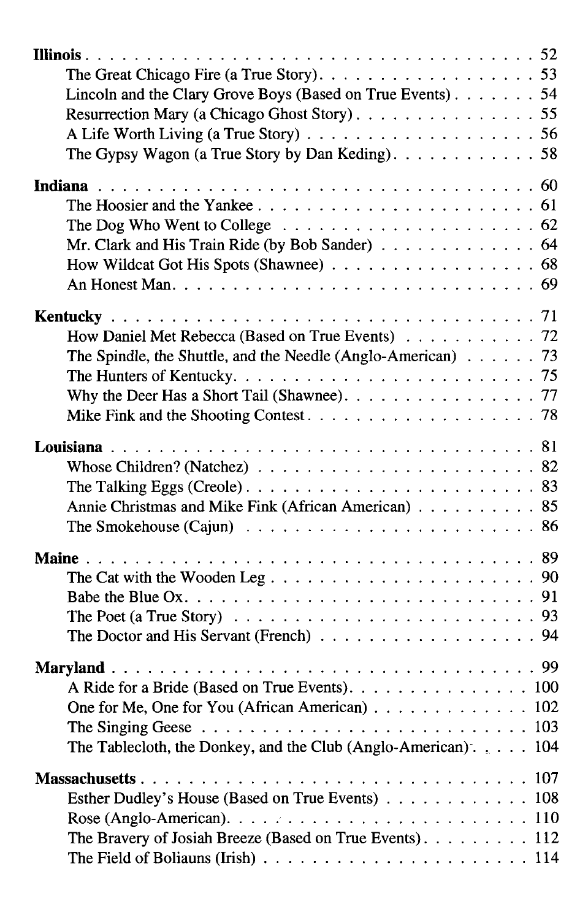**Illinois** . . . . . . . . . . . . . . . . . . . . . . . . . . . . . . 52
- The Great Chicago Fire (a True Story) . . . . . . . . . . . . . . . . . 53
- Lincoln and the Clary Grove Boys (Based on True Events) . . . . . . . 54
- Resurrection Mary (a Chicago Ghost Story) . . . . . . . . . . . . . . 55
- A Life Worth Living (a True Story) . . . . . . . . . . . . . . . . . . 56
- The Gypsy Wagon (a True Story by Dan Keding) . . . . . . . . . . . . 58

**Indiana** . . . . . . . . . . . . . . . . . . . . . . . . . . . . . . 60
- The Hoosier and the Yankee . . . . . . . . . . . . . . . . . . . . . . 61
- The Dog Who Went to College . . . . . . . . . . . . . . . . . . . . . 62
- Mr. Clark and His Train Ride (by Bob Sander) . . . . . . . . . . . . . 64
- How Wildcat Got His Spots (Shawnee) . . . . . . . . . . . . . . . . . 68
- An Honest Man . . . . . . . . . . . . . . . . . . . . . . . . . . . . 69

**Kentucky** . . . . . . . . . . . . . . . . . . . . . . . . . . . . . 71
- How Daniel Met Rebecca (Based on True Events) . . . . . . . . . . . 72
- The Spindle, the Shuttle, and the Needle (Anglo-American) . . . . . . 73
- The Hunters of Kentucky . . . . . . . . . . . . . . . . . . . . . . . 75
- Why the Deer Has a Short Tail (Shawnee) . . . . . . . . . . . . . . . 77
- Mike Fink and the Shooting Contest . . . . . . . . . . . . . . . . . . 78

**Louisiana** . . . . . . . . . . . . . . . . . . . . . . . . . . . . . 81
- Whose Children? (Natchez) . . . . . . . . . . . . . . . . . . . . . . 82
- The Talking Eggs (Creole) . . . . . . . . . . . . . . . . . . . . . . 83
- Annie Christmas and Mike Fink (African American) . . . . . . . . . . 85
- The Smokehouse (Cajun) . . . . . . . . . . . . . . . . . . . . . . . 86

**Maine** . . . . . . . . . . . . . . . . . . . . . . . . . . . . . . . 89
- The Cat with the Wooden Leg . . . . . . . . . . . . . . . . . . . . . 90
- Babe the Blue Ox . . . . . . . . . . . . . . . . . . . . . . . . . . . 91
- The Poet (a True Story) . . . . . . . . . . . . . . . . . . . . . . . 93
- The Doctor and His Servant (French) . . . . . . . . . . . . . . . . . 94

**Maryland** . . . . . . . . . . . . . . . . . . . . . . . . . . . . . . 99
- A Ride for a Bride (Based on True Events) . . . . . . . . . . . . . . 100
- One for Me, One for You (African American) . . . . . . . . . . . . . 102
- The Singing Geese . . . . . . . . . . . . . . . . . . . . . . . . . . 103
- The Tablecloth, the Donkey, and the Club (Anglo-American) . . . . . 104

**Massachusetts** . . . . . . . . . . . . . . . . . . . . . . . . . . . 107
- Esther Dudley's House (Based on True Events) . . . . . . . . . . . . 108
- Rose (Anglo-American) . . . . . . . . . . . . . . . . . . . . . . . . 110
- The Bravery of Josiah Breeze (Based on True Events) . . . . . . . . . 112
- The Field of Boliauns (Irish) . . . . . . . . . . . . . . . . . . . . 114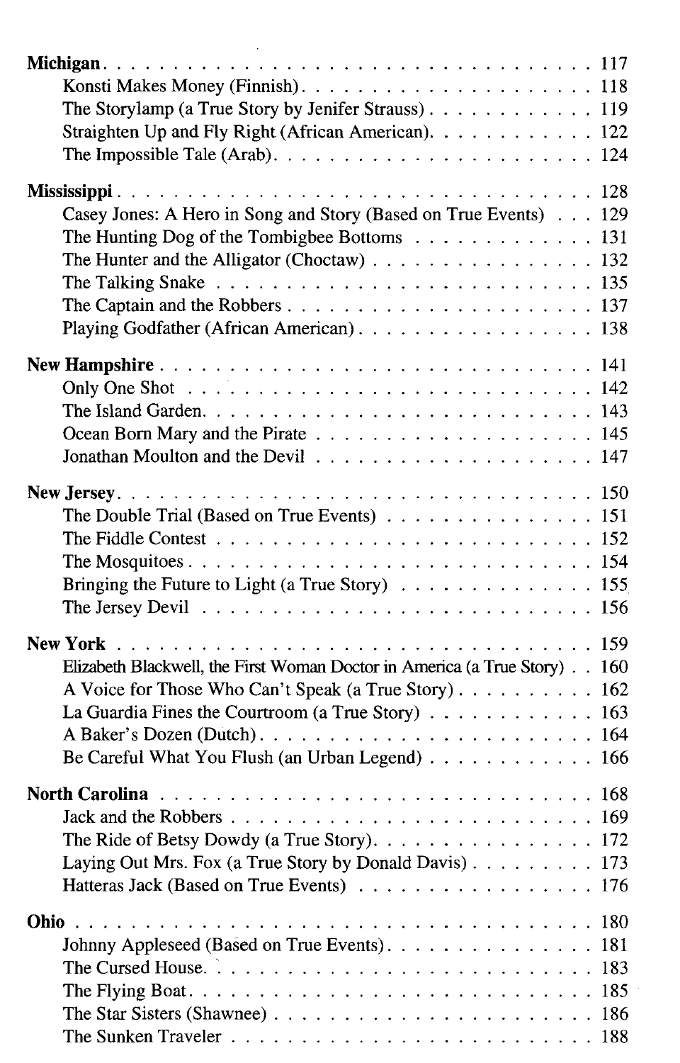**Michigan** . . . . . . . . . . . . . . . . . . . . . . . . . . . . . . . 117
- Konsti Makes Money (Finnish) . . . . . . . . . . . . . . . . . . . . . . . 118
- The Storylamp (a True Story by Jenifer Strauss) . . . . . . . . . . . . 119
- Straighten Up and Fly Right (African American) . . . . . . . . . . . . 122
- The Impossible Tale (Arab) . . . . . . . . . . . . . . . . . . . . . . . . 124

**Mississippi** . . . . . . . . . . . . . . . . . . . . . . . . . . . . . . . 128
- Casey Jones: A Hero in Song and Story (Based on True Events) . . . 129
- The Hunting Dog of the Tombigbee Bottoms . . . . . . . . . . . . . . 131
- The Hunter and the Alligator (Choctaw) . . . . . . . . . . . . . . . . 132
- The Talking Snake . . . . . . . . . . . . . . . . . . . . . . . . . . . . 135
- The Captain and the Robbers . . . . . . . . . . . . . . . . . . . . . . 137
- Playing Godfather (African American) . . . . . . . . . . . . . . . . . 138

**New Hampshire** . . . . . . . . . . . . . . . . . . . . . . . . . . . . . 141
- Only One Shot . . . . . . . . . . . . . . . . . . . . . . . . . . . . . . 142
- The Island Garden . . . . . . . . . . . . . . . . . . . . . . . . . . . . 143
- Ocean Born Mary and the Pirate . . . . . . . . . . . . . . . . . . . . 145
- Jonathan Moulton and the Devil . . . . . . . . . . . . . . . . . . . . 147

**New Jersey** . . . . . . . . . . . . . . . . . . . . . . . . . . . . . . . 150
- The Double Trial (Based on True Events) . . . . . . . . . . . . . . . 151
- The Fiddle Contest . . . . . . . . . . . . . . . . . . . . . . . . . . . 152
- The Mosquitoes . . . . . . . . . . . . . . . . . . . . . . . . . . . . . 154
- Bringing the Future to Light (a True Story) . . . . . . . . . . . . . . 155
- The Jersey Devil . . . . . . . . . . . . . . . . . . . . . . . . . . . . 156

**New York** . . . . . . . . . . . . . . . . . . . . . . . . . . . . . . . . 159
- Elizabeth Blackwell, the First Woman Doctor in America (a True Story) . . 160
- A Voice for Those Who Can't Speak (a True Story) . . . . . . . . . . 162
- La Guardia Fines the Courtroom (a True Story) . . . . . . . . . . . . 163
- A Baker's Dozen (Dutch) . . . . . . . . . . . . . . . . . . . . . . . . 164
- Be Careful What You Flush (an Urban Legend) . . . . . . . . . . . . 166

**North Carolina** . . . . . . . . . . . . . . . . . . . . . . . . . . . . . 168
- Jack and the Robbers . . . . . . . . . . . . . . . . . . . . . . . . . . 169
- The Ride of Betsy Dowdy (a True Story) . . . . . . . . . . . . . . . . 172
- Laying Out Mrs. Fox (a True Story by Donald Davis) . . . . . . . . . 173
- Hatteras Jack (Based on True Events) . . . . . . . . . . . . . . . . . 176

**Ohio** . . . . . . . . . . . . . . . . . . . . . . . . . . . . . . . . . . . 180
- Johnny Appleseed (Based on True Events) . . . . . . . . . . . . . . . 181
- The Cursed House . . . . . . . . . . . . . . . . . . . . . . . . . . . . 183
- The Flying Boat . . . . . . . . . . . . . . . . . . . . . . . . . . . . . 185
- The Star Sisters (Shawnee) . . . . . . . . . . . . . . . . . . . . . . . 186
- The Sunken Traveler . . . . . . . . . . . . . . . . . . . . . . . . . . 188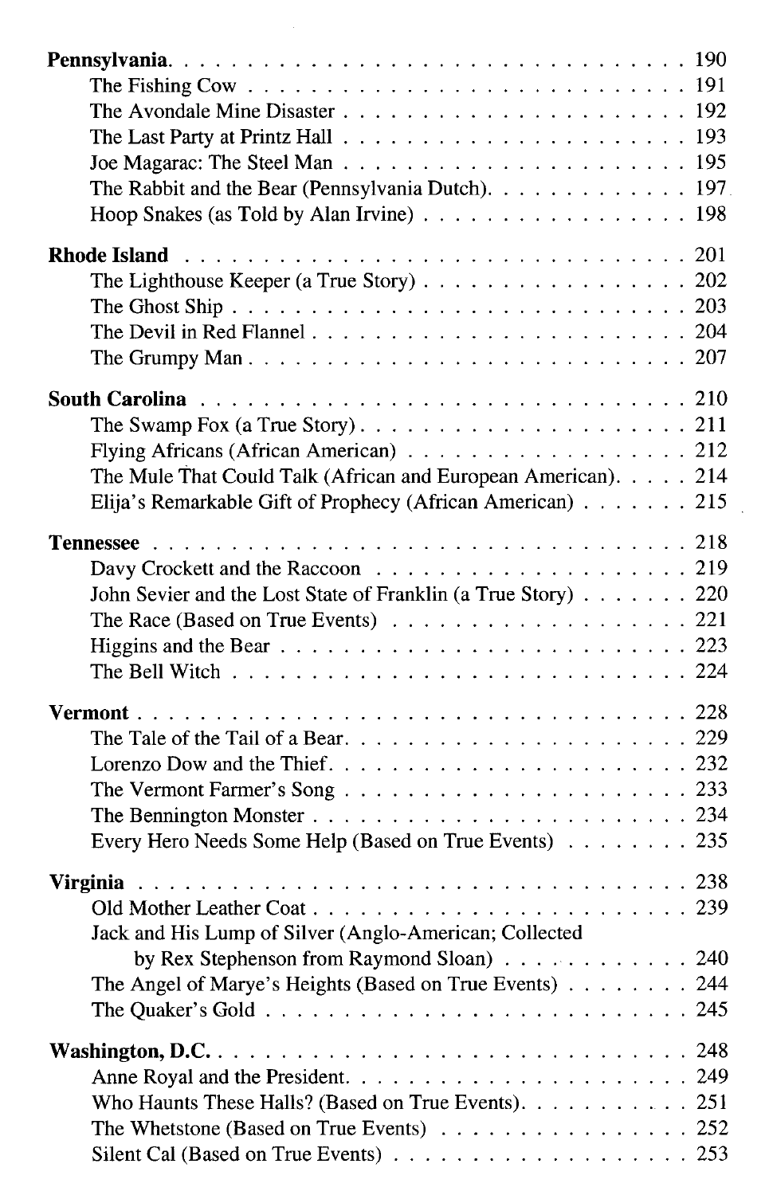**Pennsylvania** . . . . . . . . . . . . . . . . . . . . . . . . . . . . 190
- The Fishing Cow . . . . . . . . . . . . . . . . . . . . . . . . . 191
- The Avondale Mine Disaster . . . . . . . . . . . . . . . . . . . 192
- The Last Party at Printz Hall . . . . . . . . . . . . . . . . . . . 193
- Joe Magarac: The Steel Man . . . . . . . . . . . . . . . . . . . 195
- The Rabbit and the Bear (Pennsylvania Dutch). . . . . . . . . . . . . 197
- Hoop Snakes (as Told by Alan Irvine) . . . . . . . . . . . . . . . . 198

**Rhode Island** . . . . . . . . . . . . . . . . . . . . . . . . . . . 201
- The Lighthouse Keeper (a True Story) . . . . . . . . . . . . . . . . 202
- The Ghost Ship . . . . . . . . . . . . . . . . . . . . . . . . . 203
- The Devil in Red Flannel . . . . . . . . . . . . . . . . . . . . . 204
- The Grumpy Man . . . . . . . . . . . . . . . . . . . . . . . . 207

**South Carolina** . . . . . . . . . . . . . . . . . . . . . . . . . . 210
- The Swamp Fox (a True Story) . . . . . . . . . . . . . . . . . . . 211
- Flying Africans (African American) . . . . . . . . . . . . . . . . . 212
- The Mule That Could Talk (African and European American). . . . . 214
- Elija's Remarkable Gift of Prophecy (African American) . . . . . . . 215

**Tennessee** . . . . . . . . . . . . . . . . . . . . . . . . . . . . 218
- Davy Crockett and the Raccoon . . . . . . . . . . . . . . . . . . 219
- John Sevier and the Lost State of Franklin (a True Story) . . . . . . . 220
- The Race (Based on True Events) . . . . . . . . . . . . . . . . . . 221
- Higgins and the Bear . . . . . . . . . . . . . . . . . . . . . . . 223
- The Bell Witch . . . . . . . . . . . . . . . . . . . . . . . . . 224

**Vermont** . . . . . . . . . . . . . . . . . . . . . . . . . . . . . 228
- The Tale of the Tail of a Bear. . . . . . . . . . . . . . . . . . . . 229
- Lorenzo Dow and the Thief. . . . . . . . . . . . . . . . . . . . . 232
- The Vermont Farmer's Song . . . . . . . . . . . . . . . . . . . . 233
- The Bennington Monster . . . . . . . . . . . . . . . . . . . . . 234
- Every Hero Needs Some Help (Based on True Events) . . . . . . . . 235

**Virginia** . . . . . . . . . . . . . . . . . . . . . . . . . . . . . 238
- Old Mother Leather Coat . . . . . . . . . . . . . . . . . . . . . 239
- Jack and His Lump of Silver (Anglo-American; Collected by Rex Stephenson from Raymond Sloan) . . . . . . . . . . . 240
- The Angel of Marye's Heights (Based on True Events) . . . . . . . . 244
- The Quaker's Gold . . . . . . . . . . . . . . . . . . . . . . . . 245

**Washington, D.C.** . . . . . . . . . . . . . . . . . . . . . . . . . 248
- Anne Royal and the President. . . . . . . . . . . . . . . . . . . . 249
- Who Haunts These Halls? (Based on True Events). . . . . . . . . . . 251
- The Whetstone (Based on True Events) . . . . . . . . . . . . . . . 252
- Silent Cal (Based on True Events) . . . . . . . . . . . . . . . . . . 253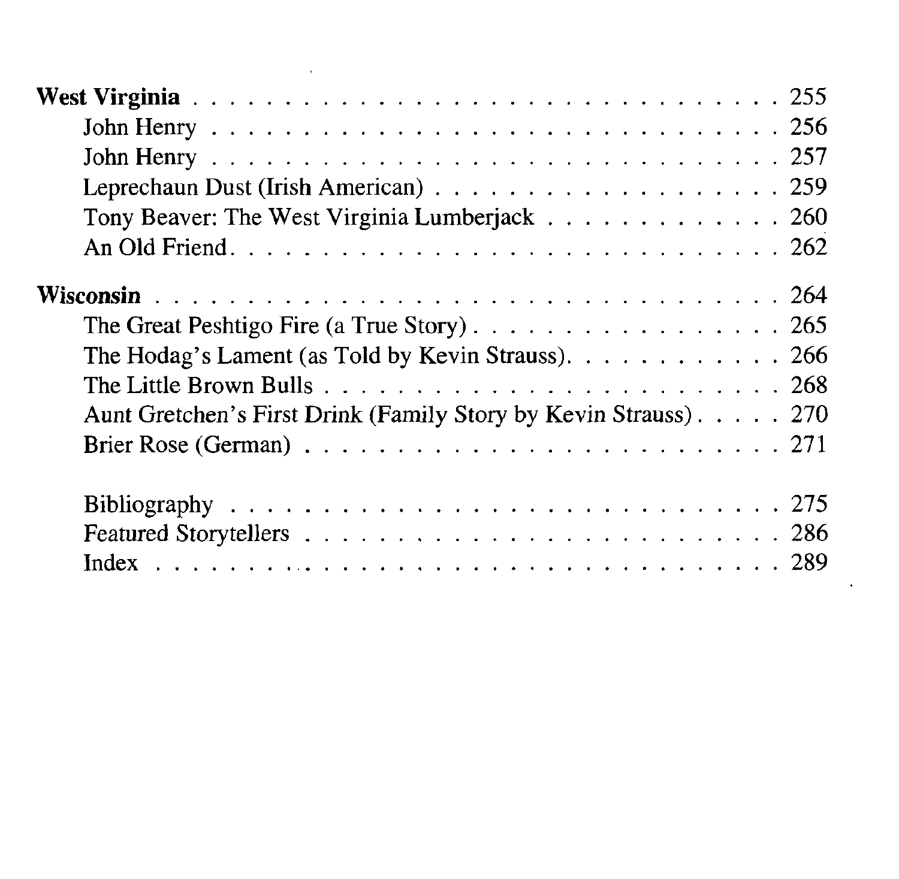**West Virginia** . . . . . . . . . . . . . . . . . . . . . . . . . . . . 255

- John Henry . . . . . . . . . . . . . . . . . . . . . . . . . . . 256
- John Henry . . . . . . . . . . . . . . . . . . . . . . . . . . . 257
- Leprechaun Dust (Irish American) . . . . . . . . . . . . . . . . . . 259
- Tony Beaver: The West Virginia Lumberjack . . . . . . . . . . . . . 260
- An Old Friend. . . . . . . . . . . . . . . . . . . . . . . . . . . 262

**Wisconsin** . . . . . . . . . . . . . . . . . . . . . . . . . . . . 264

- The Great Peshtigo Fire (a True Story) . . . . . . . . . . . . . . . 265
- The Hodag's Lament (as Told by Kevin Strauss). . . . . . . . . . . . 266
- The Little Brown Bulls . . . . . . . . . . . . . . . . . . . . . . . 268
- Aunt Gretchen's First Drink (Family Story by Kevin Strauss) . . . . . 270
- Brier Rose (German) . . . . . . . . . . . . . . . . . . . . . . . . 271

- Bibliography . . . . . . . . . . . . . . . . . . . . . . . . . . . 275
- Featured Storytellers . . . . . . . . . . . . . . . . . . . . . . . 286
- Index . . . . . . . . . . . . . . . . . . . . . . . . . . . . . . 289